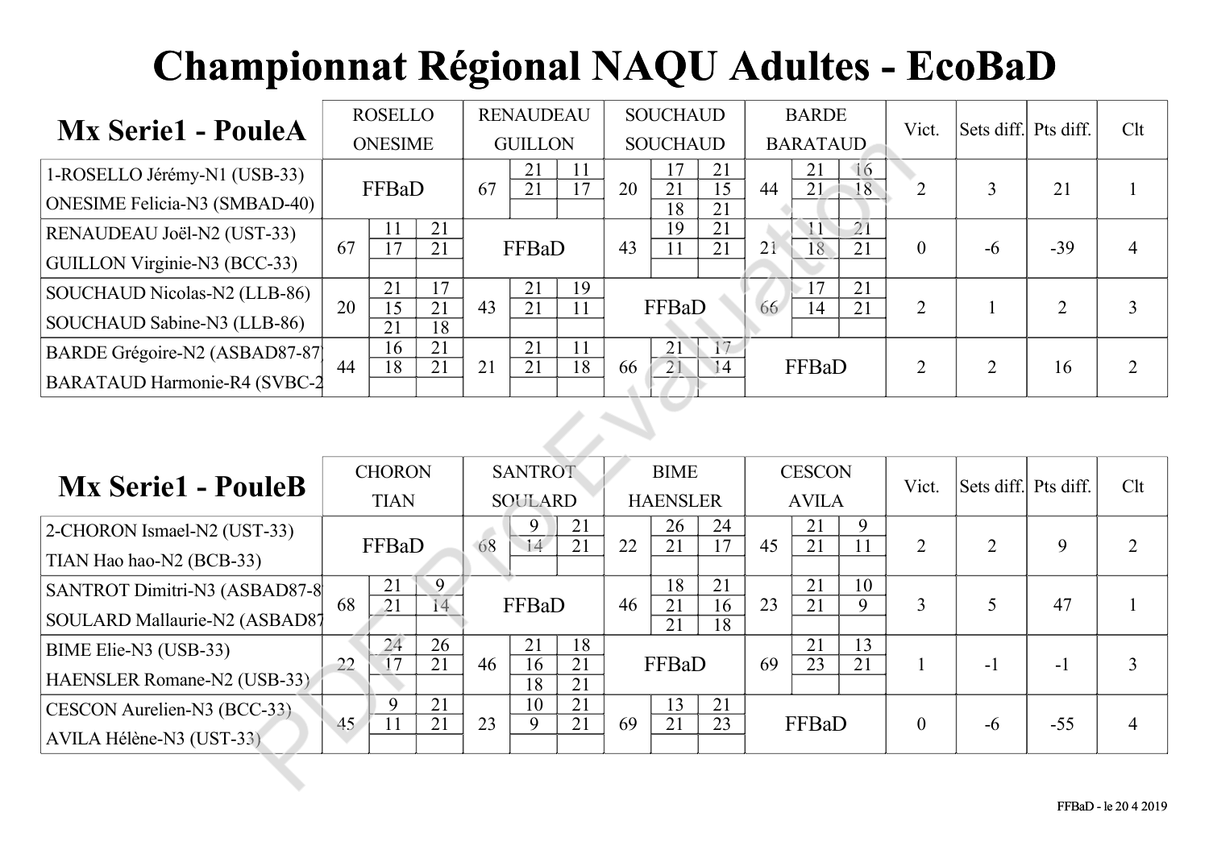# Championnat Régional NAQU Adultes - EcoBaD

## Mx Serie1 - PouleA

| Mx Serie1 - PouleA | ROSELLO ONESIME | RENAUDEAU GUILLON | SOUCHAUD SOUCHAUD | BARDE BARATAUD | Vict. | Sets diff. | Pts diff. | Clt |
|---|---|---|---|---|---|---|---|---|
| 1-ROSELLO Jérémy-N1 (USB-33) ONESIME Felicia-N3 (SMBAD-40) | FFBaD | 67 — 21-11, 21-17 | 20 — 17-21, 21-15, 18-21 | 44 — 21-16, 21-18 | 2 | 3 | 21 | 1 |
| RENAUDEAU Joël-N2 (UST-33) GUILLON Virginie-N3 (BCC-33) | 67 — 11-21, 17-21 | FFBaD | 43 — 19-21, 11-21 | 21 — 11-21, 18-21 | 0 | -6 | -39 | 4 |
| SOUCHAUD Nicolas-N2 (LLB-86) SOUCHAUD Sabine-N3 (LLB-86) | 20 — 21-17, 15-21, 21-18 | 43 — 21-19, 21-11 | FFBaD | 66 — 17-21, 14-21 | 2 | 1 | 2 | 3 |
| BARDE Grégoire-N2 (ASBAD87-87) BARATAUD Harmonie-R4 (SVBC-2 | 44 — 16-21, 18-21 | 21 — 21-11, 21-18 | 66 — 21-17, 21-14 | FFBaD | 2 | 2 | 16 | 2 |

## Mx Serie1 - PouleB

| Mx Serie1 - PouleB | CHORON TIAN | SANTROT SOULARD | BIME HAENSLER | CESCON AVILA | Vict. | Sets diff. | Pts diff. | Clt |
|---|---|---|---|---|---|---|---|---|
| 2-CHORON Ismael-N2 (UST-33) TIAN Hao hao-N2 (BCB-33) | FFBaD | 68 — 9-21, 14-21 | 22 — 26-24, 21-17 | 45 — 21-9, 21-11 | 2 | 2 | 9 | 2 |
| SANTROT Dimitri-N3 (ASBAD87-8 SOULARD Mallaurie-N2 (ASBAD87 | 68 — 21-9, 21-14 | FFBaD | 46 — 18-21, 21-16, 21-18 | 23 — 21-10, 21-9 | 3 | 5 | 47 | 1 |
| BIME Elie-N3 (USB-33) HAENSLER Romane-N2 (USB-33) | 22 — 24-26, 17-21 | 46 — 21-18, 16-21, 18-21 | FFBaD | 69 — 21-13, 23-21 | 1 | -1 | -1 | 3 |
| CESCON Aurelien-N3 (BCC-33) AVILA Hélène-N3 (UST-33) | 45 — 9-21, 11-21 | 23 — 10-21, 9-21 | 69 — 13-21, 21-23 | FFBaD | 0 | -6 | -55 | 4 |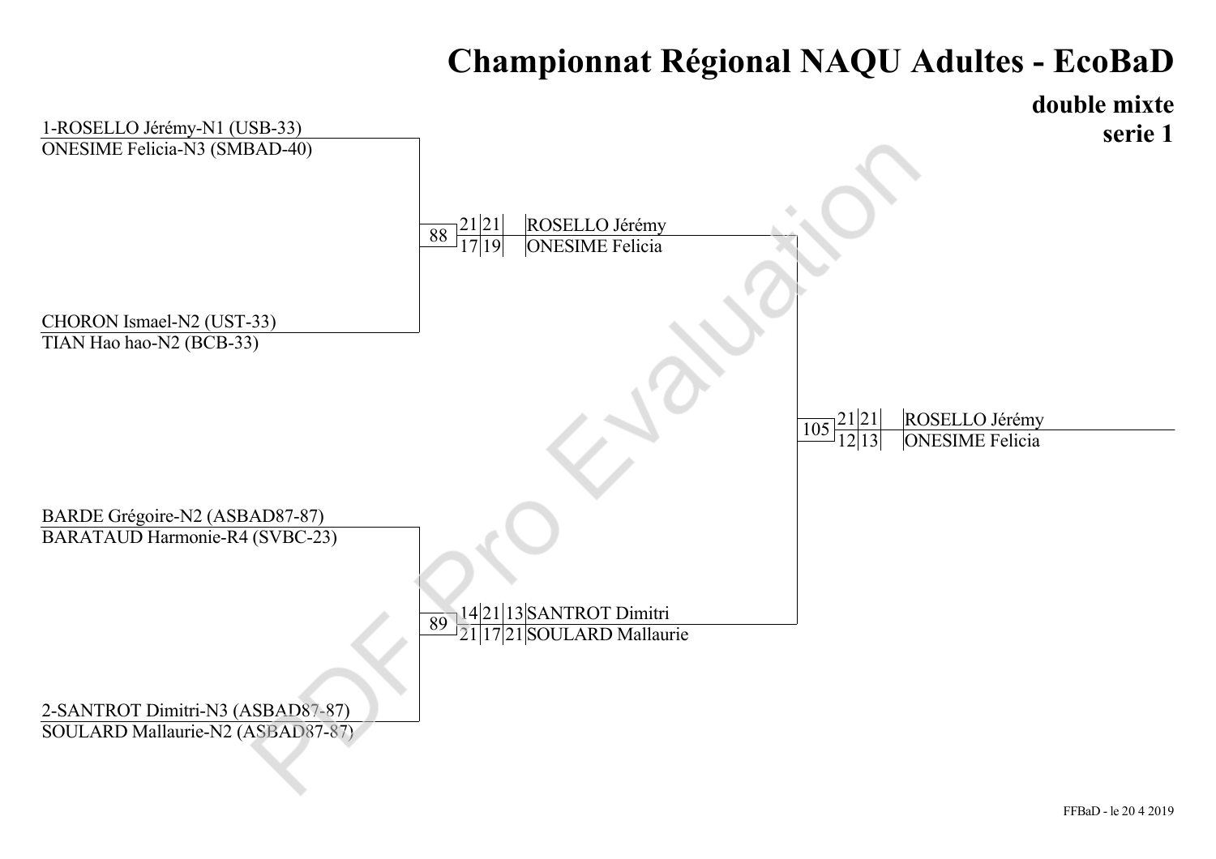# Championnat Régional NAQU Adultes - EcoBaD

## double mixte
## serie 1

**Premier tour**

1-ROSELLO Jérémy-N1 (USB-33)
ONESIME Felicia-N3 (SMBAD-40)

CHORON Ismael-N2 (UST-33)
TIAN Hao hao-N2 (BCB-33)

BARDE Grégoire-N2 (ASBAD87-87)
BARATAUD Harmonie-R4 (SVBC-23)

2-SANTROT Dimitri-N3 (ASBAD87-87)
SOULARD Mallaurie-N2 (ASBAD87-87)

**Demi-finales**

| Match | Scores | Vainqueur |
|---|---|---|
| 88 | 21-17, 21-19 | ROSELLO Jérémy / ONESIME Felicia |
| 89 | 14-21, 21-17, 13-21 | SANTROT Dimitri / SOULARD Mallaurie |

**Finale**

| Match | Scores | Vainqueur |
|---|---|---|
| 105 | 21-12, 21-13 | ROSELLO Jérémy / ONESIME Felicia |

FFBaD - le 20 4 2019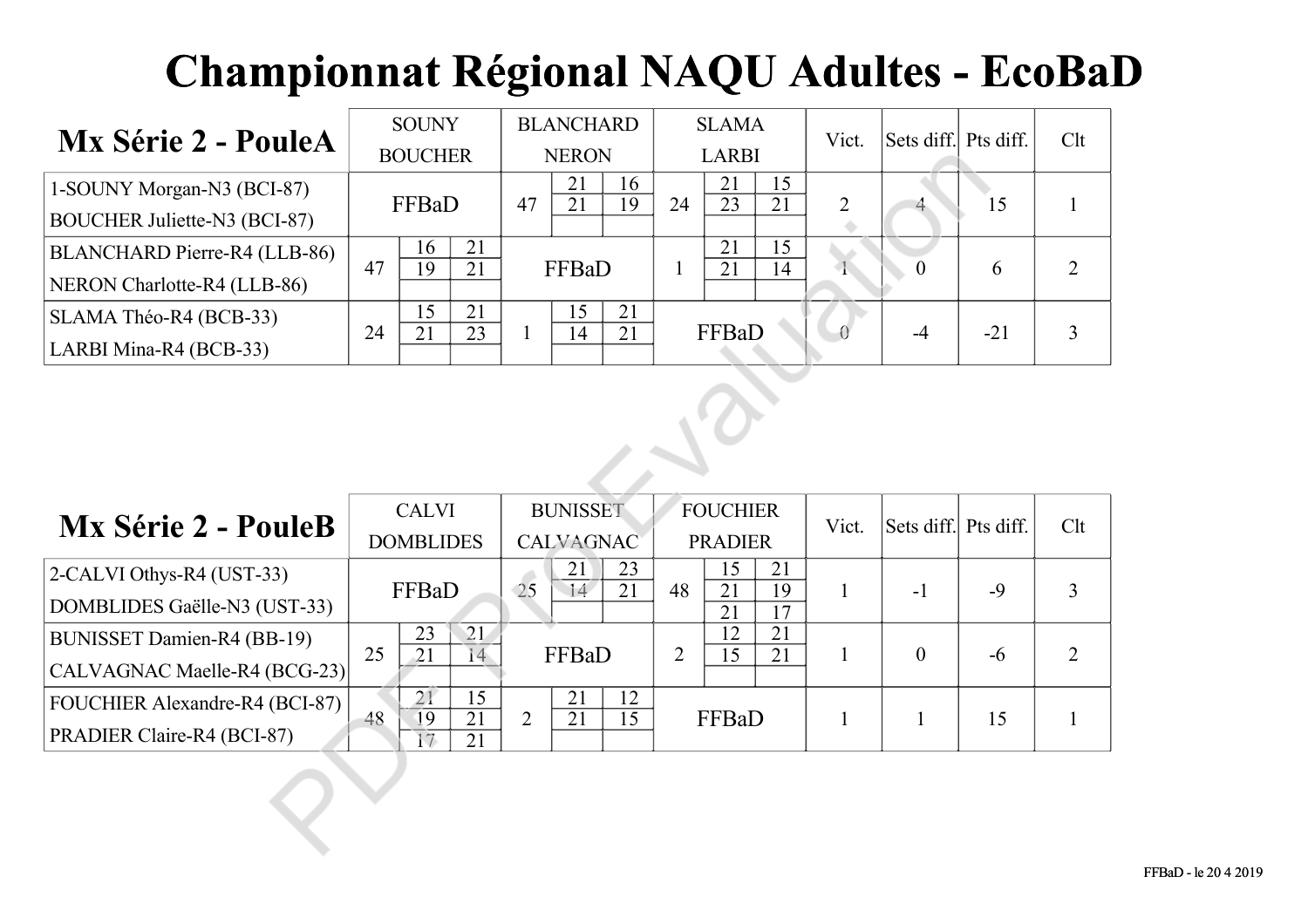# Championnat Régional NAQU Adultes - EcoBaD

| Mx Série 2 - PouleA | SOUNY BOUCHER | BLANCHARD NERON | SLAMA LARBI | Vict. | Sets diff. | Pts diff. | Clt |
|---|---|---|---|---|---|---|---|
| 1-SOUNY Morgan-N3 (BCI-87) BOUCHER Juliette-N3 (BCI-87) | FFBaD | 47 — 21-21, 16-19 | 24 — 21-23, 15-21 | 2 | 4 | 15 | 1 |
| BLANCHARD Pierre-R4 (LLB-86) NERON Charlotte-R4 (LLB-86) | 47 — 16-19, 21-21 | FFBaD | 1 — 21-21, 15-14 | 1 | 0 | 6 | 2 |
| SLAMA Théo-R4 (BCB-33) LARBI Mina-R4 (BCB-33) | 24 — 15-21, 21-23 | 1 — 15-14, 21-21 | FFBaD | 0 | -4 | -21 | 3 |

| Mx Série 2 - PouleB | CALVI DOMBLIDES | BUNISSET CALVAGNAC | FOUCHIER PRADIER | Vict. | Sets diff. | Pts diff. | Clt |
|---|---|---|---|---|---|---|---|
| 2-CALVI Othys-R4 (UST-33) DOMBLIDES Gaëlle-N3 (UST-33) | FFBaD | 25 — 21-14, 23-21 | 48 — 15-21-21, 21-19-17 | 1 | -1 | -9 | 3 |
| BUNISSET Damien-R4 (BB-19) CALVAGNAC Maelle-R4 (BCG-23) | 25 — 23-21, 21-14 | FFBaD | 2 — 12-15, 21-21 | 1 | 0 | -6 | 2 |
| FOUCHIER Alexandre-R4 (BCI-87) PRADIER Claire-R4 (BCI-87) | 48 — 21-19-17, 15-21-21 | 2 — 21-21, 12-15 | FFBaD | 1 | 1 | 15 | 1 |

FFBaD - le 20 4 2019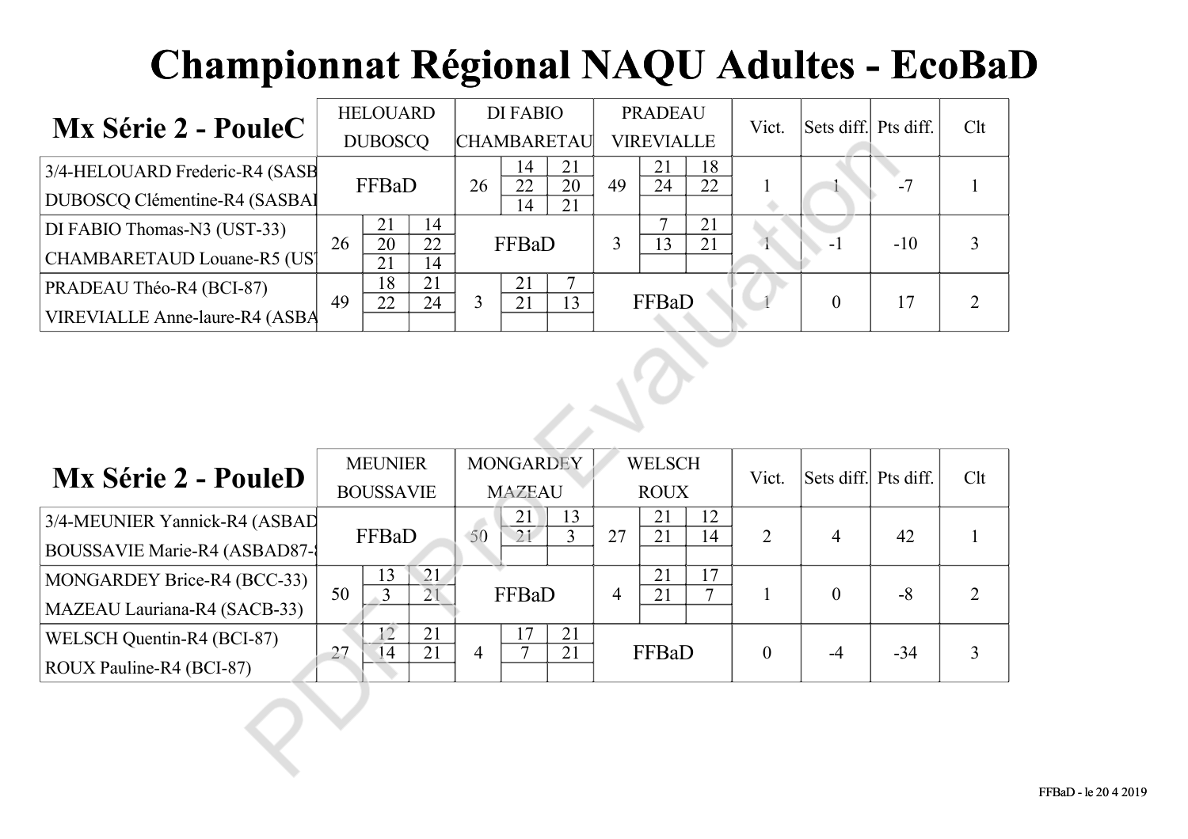# Championnat Régional NAQU Adultes - EcoBaD

## Mx Série 2 - PouleC

| | HELOUARD DUBOSCQ | | | DI FABIO CHAMBARETAU | | | PRADEAU VIREVIALLE | | | Vict. | Sets diff. | Pts diff. | Clt |
|---|---|---|---|---|---|---|---|---|---|---|---|---|---|
| 3/4-HELOUARD Frederic-R4 (SASB DUBOSCQ Clémentine-R4 (SASBAI | FFBaD | | | 26 | 14 / 22 / 14 | 21 / 20 / 21 | 49 | 21 / 24 | 18 / 22 | 1 | 1 | -7 | 1 |
| DI FABIO Thomas-N3 (UST-33) CHAMBARETAUD Louane-R5 (UST | 26 | 21 / 20 / 21 | 14 / 22 / 14 | FFBaD | | | 3 | 7 / 13 | 21 / 21 | 1 | -1 | -10 | 3 |
| PRADEAU Théo-R4 (BCI-87) VIREVIALLE Anne-laure-R4 (ASBA | 49 | 18 / 22 | 21 / 24 | 3 | 21 / 21 | 7 / 13 | FFBaD | | | 1 | 0 | 17 | 2 |

## Mx Série 2 - PouleD

| | MEUNIER BOUSSAVIE | | | MONGARDEY MAZEAU | | | WELSCH ROUX | | | Vict. | Sets diff. | Pts diff. | Clt |
|---|---|---|---|---|---|---|---|---|---|---|---|---|---|
| 3/4-MEUNIER Yannick-R4 (ASBAD BOUSSAVIE Marie-R4 (ASBAD87- | FFBaD | | | 50 | 21 / 21 | 13 / 3 | 27 | 21 / 21 | 12 / 14 | 2 | 4 | 42 | 1 |
| MONGARDEY Brice-R4 (BCC-33) MAZEAU Lauriana-R4 (SACB-33) | 50 | 13 / 3 | 21 / 21 | FFBaD | | | 4 | 21 / 21 | 17 / 7 | 1 | 0 | -8 | 2 |
| WELSCH Quentin-R4 (BCI-87) ROUX Pauline-R4 (BCI-87) | 27 | 12 / 14 | 21 / 21 | 4 | 17 / 7 | 21 / 21 | FFBaD | | | 0 | -4 | -34 | 3 |

FFBaD - le 20 4 2019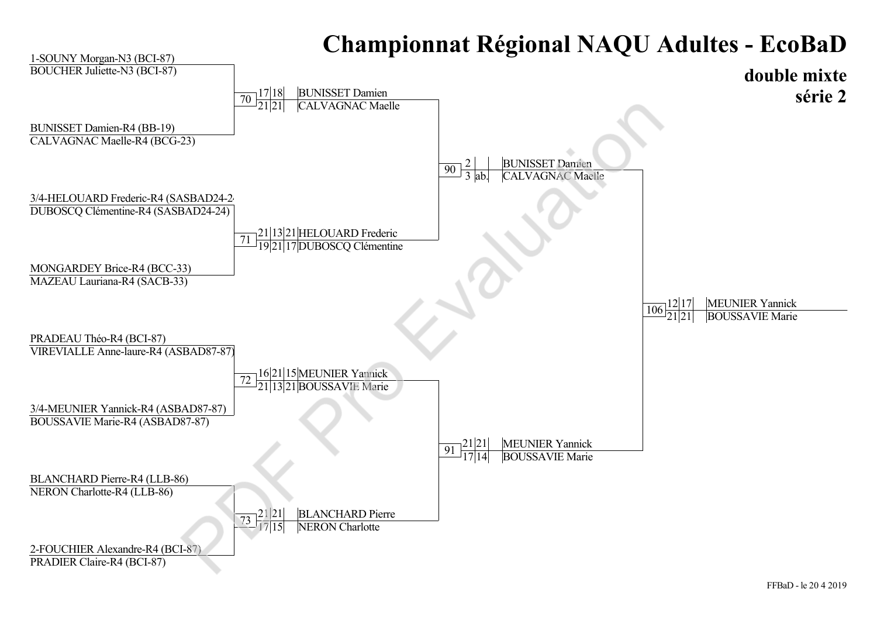# Championnat Régional NAQU Adultes - EcoBaD

## double mixte
## série 2

**Premier tour**

1-SOUNY Morgan-N3 (BCI-87)
BOUCHER Juliette-N3 (BCI-87)

BUNISSET Damien-R4 (BB-19)
CALVAGNAC Maelle-R4 (BCG-23)

3/4-HELOUARD Frederic-R4 (SASBAD24-24)
DUBOSCQ Clémentine-R4 (SASBAD24-24)

MONGARDEY Brice-R4 (BCC-33)
MAZEAU Lauriana-R4 (SACB-33)

PRADEAU Théo-R4 (BCI-87)
VIREVIALLE Anne-laure-R4 (ASBAD87-87)

3/4-MEUNIER Yannick-R4 (ASBAD87-87)
BOUSSAVIE Marie-R4 (ASBAD87-87)

BLANCHARD Pierre-R4 (LLB-86)
NERON Charlotte-R4 (LLB-86)

2-FOUCHIER Alexandre-R4 (BCI-87)
PRADIER Claire-R4 (BCI-87)

| Match | Scores | Vainqueurs |
| --- | --- | --- |
| 70 | 17/21 18/21 | BUNISSET Damien / CALVAGNAC Maelle |
| 71 | 21/19 13/21 21/17 | HELOUARD Frederic / DUBOSCQ Clémentine |
| 72 | 16/21 21/13 15/21 | MEUNIER Yannick / BOUSSAVIE Marie |
| 73 | 21/17 21/15 | BLANCHARD Pierre / NERON Charlotte |
| 90 | 2/3 ab. | BUNISSET Damien / CALVAGNAC Maelle |
| 91 | 21/17 21/14 | MEUNIER Yannick / BOUSSAVIE Marie |
| 106 | 12/21 17/21 | MEUNIER Yannick / BOUSSAVIE Marie |

FFBaD - le 20 4 2019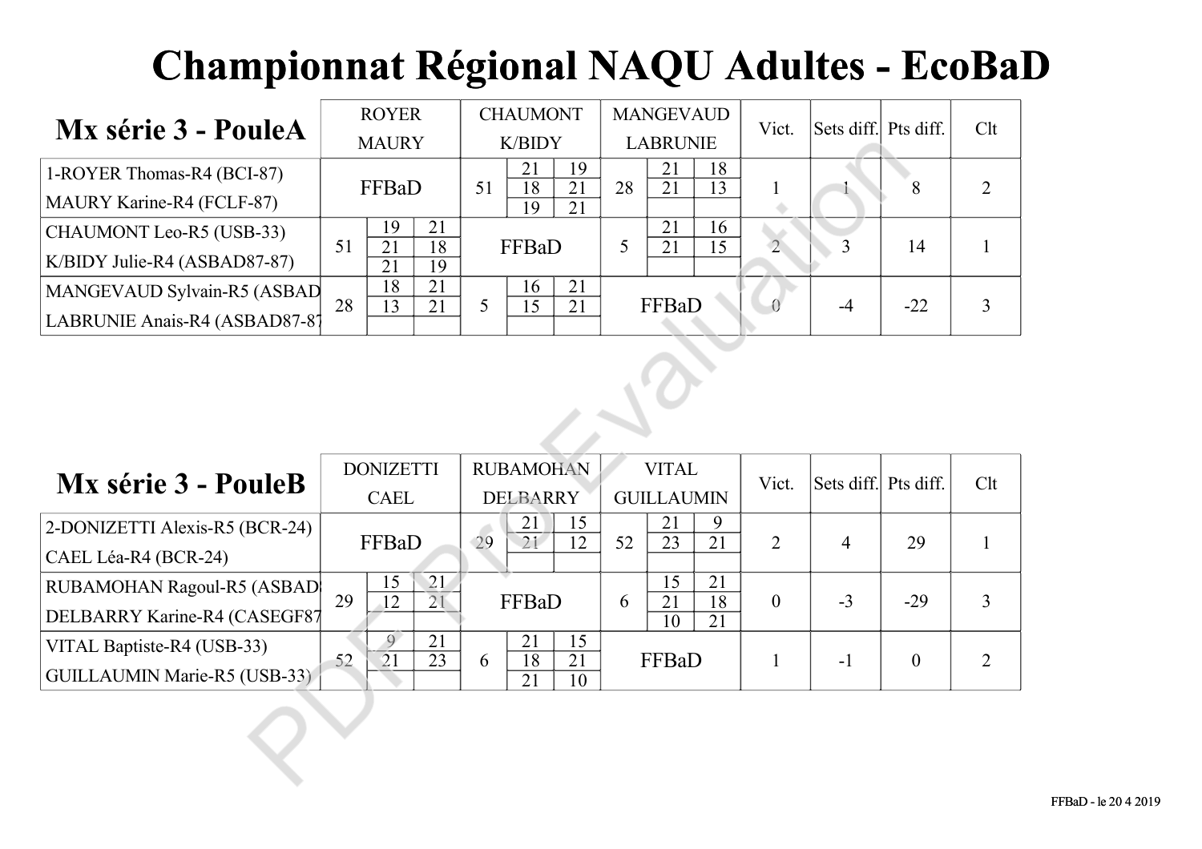# Championnat Régional NAQU Adultes - EcoBaD

| Mx série 3 - PouleA | ROYER MAURY | CHAUMONT K/BIDY | MANGEVAUD LABRUNIE | Vict. | Sets diff. | Pts diff. | Clt |
|---|---|---|---|---|---|---|---|
| 1-ROYER Thomas-R4 (BCI-87)<br>MAURY Karine-R4 (FCLF-87) | FFBaD | 51 — 21-19 / 18-21 / 19-21 | 28 — 21-18 / 21-13 | 1 | 1 | 8 | 2 |
| CHAUMONT Leo-R5 (USB-33)<br>K/BIDY Julie-R4 (ASBAD87-87) | 51 — 19-21 / 21-18 / 21-19 | FFBaD | 5 — 21-16 / 21-15 | 2 | 3 | 14 | 1 |
| MANGEVAUD Sylvain-R5 (ASBAD<br>LABRUNIE Anais-R4 (ASBAD87-87 | 28 — 18-21 / 13-21 | 5 — 16-21 / 15-21 | FFBaD | 0 | -4 | -22 | 3 |

| Mx série 3 - PouleB | DONIZETTI CAEL | RUBAMOHAN DELBARRY | VITAL GUILLAUMIN | Vict. | Sets diff. | Pts diff. | Clt |
|---|---|---|---|---|---|---|---|
| 2-DONIZETTI Alexis-R5 (BCR-24)<br>CAEL Léa-R4 (BCR-24) | FFBaD | 29 — 21-15 / 21-12 | 52 — 21-9 / 23-21 | 2 | 4 | 29 | 1 |
| RUBAMOHAN Ragoul-R5 (ASBAD<br>DELBARRY Karine-R4 (CASEGF87 | 29 — 15-21 / 12-21 | FFBaD | 6 — 15-21 / 21-18 / 10-21 | 0 | -3 | -29 | 3 |
| VITAL Baptiste-R4 (USB-33)<br>GUILLAUMIN Marie-R5 (USB-33) | 52 — 9-21 / 21-23 | 6 — 21-15 / 18-21 / 21-10 | FFBaD | 1 | -1 | 0 | 2 |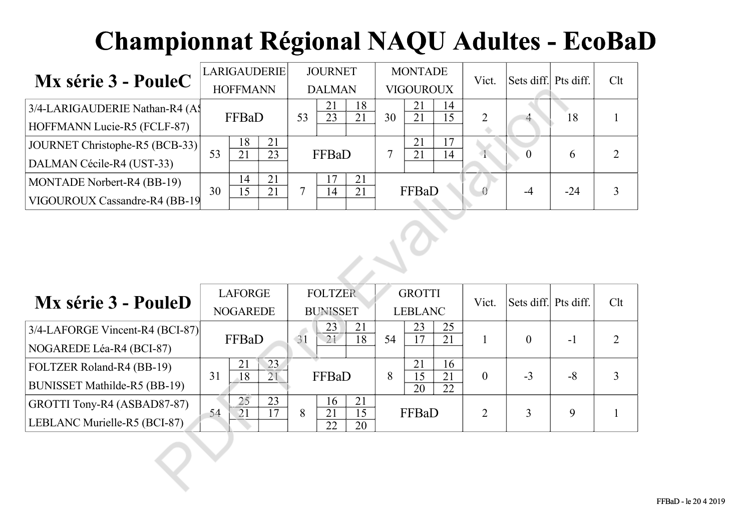# Championnat Régional NAQU Adultes - EcoBaD

## Mx série 3 - PouleC

| Mx série 3 - PouleC | LARIGAUDERIE HOFFMANN | | | JOURNET DALMAN | | | MONTADE VIGOUROUX | | | Vict. | Sets diff. | Pts diff. | Clt |
|---|---|---|---|---|---|---|---|---|---|---|---|---|---|
| 3/4-LARIGAUDERIE Nathan-R4 (AS HOFFMANN Lucie-R5 (FCLF-87) | FFBaD | | | 53 | 21 / 23 | 18 / 21 | 30 | 21 / 21 | 14 / 15 | 2 | 4 | 18 | 1 |
| JOURNET Christophe-R5 (BCB-33) DALMAN Cécile-R4 (UST-33) | 53 | 18 / 21 | 21 / 23 | FFBaD | | | 7 | 21 / 21 | 17 / 14 | 1 | 0 | 6 | 2 |
| MONTADE Norbert-R4 (BB-19) VIGOUROUX Cassandre-R4 (BB-19 | 30 | 14 / 15 | 21 / 21 | 7 | 17 / 14 | 21 / 21 | FFBaD | | | 0 | -4 | -24 | 3 |

## Mx série 3 - PouleD

| Mx série 3 - PouleD | LAFORGE NOGAREDE | | | FOLTZER BUNISSET | | | GROTTI LEBLANC | | | Vict. | Sets diff. | Pts diff. | Clt |
|---|---|---|---|---|---|---|---|---|---|---|---|---|---|
| 3/4-LAFORGE Vincent-R4 (BCI-87) NOGAREDE Léa-R4 (BCI-87) | FFBaD | | | 31 | 23 / 21 | 21 / 18 | 54 | 23 / 17 | 25 / 21 | 1 | 0 | -1 | 2 |
| FOLTZER Roland-R4 (BB-19) BUNISSET Mathilde-R5 (BB-19) | 31 | 21 / 18 | 23 / 21 | FFBaD | | | 8 | 21 / 15 / 20 | 16 / 21 / 22 | 0 | -3 | -8 | 3 |
| GROTTI Tony-R4 (ASBAD87-87) LEBLANC Murielle-R5 (BCI-87) | 54 | 25 / 21 | 23 / 17 | 8 | 16 / 21 / 22 | 21 / 15 / 20 | FFBaD | | | 2 | 3 | 9 | 1 |

FFBaD - le 20 4 2019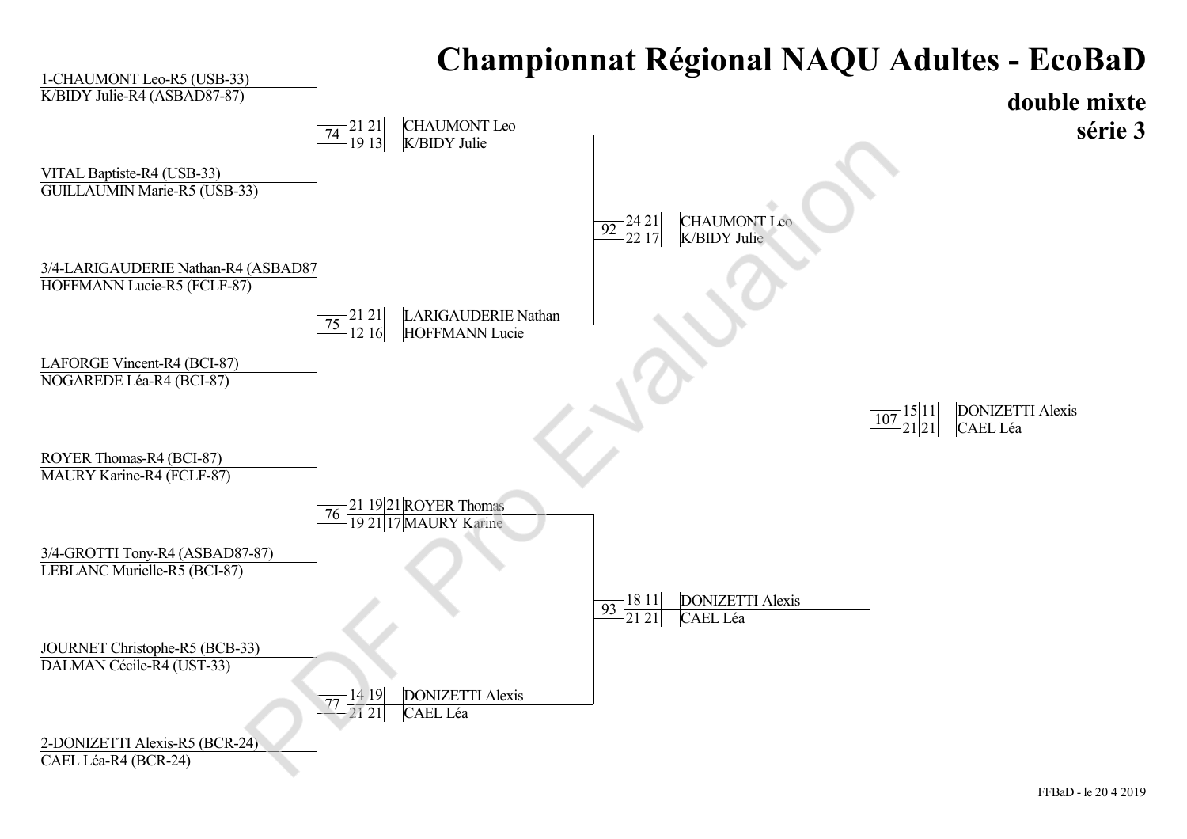# Championnat Régional NAQU Adultes - EcoBaD

## double mixte
## série 3

### Premier tour

| Match | Paire 1 | Paire 2 | Scores | Vainqueurs |
|---|---|---|---|---|
| 74 | 1-CHAUMONT Leo-R5 (USB-33) / K/BIDY Julie-R4 (ASBAD87-87) | VITAL Baptiste-R4 (USB-33) / GUILLAUMIN Marie-R5 (USB-33) | 21-19, 21-13 | CHAUMONT Leo / K/BIDY Julie |
| 75 | 3/4-LARIGAUDERIE Nathan-R4 (ASBAD87 / HOFFMANN Lucie-R5 (FCLF-87) | LAFORGE Vincent-R4 (BCI-87) / NOGAREDE Léa-R4 (BCI-87) | 21-12, 21-16 | LARIGAUDERIE Nathan / HOFFMANN Lucie |
| 76 | ROYER Thomas-R4 (BCI-87) / MAURY Karine-R4 (FCLF-87) | 3/4-GROTTI Tony-R4 (ASBAD87-87) / LEBLANC Murielle-R5 (BCI-87) | 21-19, 19-21, 21-17 | ROYER Thomas / MAURY Karine |
| 77 | JOURNET Christophe-R5 (BCB-33) / DALMAN Cécile-R4 (UST-33) | 2-DONIZETTI Alexis-R5 (BCR-24) / CAEL Léa-R4 (BCR-24) | 14-21, 19-21 | DONIZETTI Alexis / CAEL Léa |

### Demi-finales

| Match | Scores | Vainqueurs |
|---|---|---|
| 92 | 24-22, 21-17 | CHAUMONT Leo / K/BIDY Julie |
| 93 | 18-21, 11-21 | DONIZETTI Alexis / CAEL Léa |

### Finale

| Match | Scores | Vainqueurs |
|---|---|---|
| 107 | 15-21, 11-21 | DONIZETTI Alexis / CAEL Léa |

FFBaD - le 20 4 2019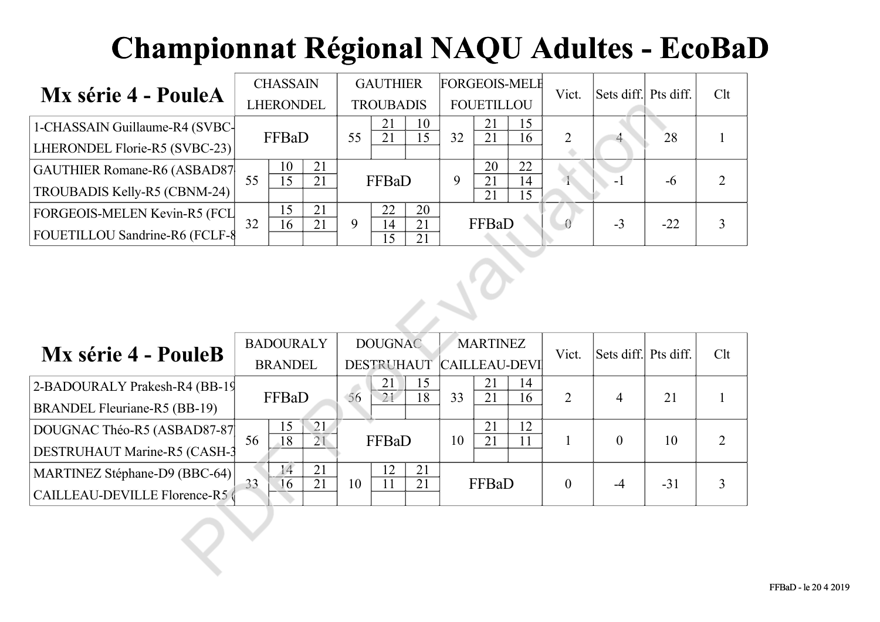# Championnat Régional NAQU Adultes - EcoBaD

## Mx série 4 - PouleA

| | CHASSAIN LHERONDEL | | | GAUTHIER TROUBADIS | | | FORGEOIS-MELE FOUETILLOU | | | Vict. | Sets diff. | Pts diff. | Clt |
|---|---|---|---|---|---|---|---|---|---|---|---|---|---|
| 1-CHASSAIN Guillaume-R4 (SVBC- LHERONDEL Florie-R5 (SVBC-23) | FFBaD | | | 55 | 21 / 21 | 10 / 15 | 32 | 21 / 21 | 15 / 16 | 2 | 4 | 28 | 1 |
| GAUTHIER Romane-R6 (ASBAD87 TROUBADIS Kelly-R5 (CBNM-24) | 55 | 10 / 15 | 21 / 21 | FFBaD | | | 9 | 20 / 21 / 21 | 22 / 14 / 15 | 1 | -1 | -6 | 2 |
| FORGEOIS-MELEN Kevin-R5 (FCL FOUETILLOU Sandrine-R6 (FCLF-8 | 32 | 15 / 16 | 21 / 21 | 9 | 22 / 14 / 15 | 20 / 21 / 21 | FFBaD | | | 0 | -3 | -22 | 3 |

## Mx série 4 - PouleB

| | BADOURALY BRANDEL | | | DOUGNAC DESTRUHAUT | | | MARTINEZ CAILLEAU-DEVI | | | Vict. | Sets diff. | Pts diff. | Clt |
|---|---|---|---|---|---|---|---|---|---|---|---|---|---|
| 2-BADOURALY Prakesh-R4 (BB-19 BRANDEL Fleuriane-R5 (BB-19) | FFBaD | | | 56 | 21 / 21 | 15 / 18 | 33 | 21 / 21 | 14 / 16 | 2 | 4 | 21 | 1 |
| DOUGNAC Théo-R5 (ASBAD87-87 DESTRUHAUT Marine-R5 (CASH-3 | 56 | 15 / 18 | 21 / 21 | FFBaD | | | 10 | 21 / 21 | 12 / 11 | 1 | 0 | 10 | 2 |
| MARTINEZ Stéphane-D9 (BBC-64) CAILLEAU-DEVILLE Florence-R5 ( | 33 | 14 / 16 | 21 / 21 | 10 | 12 / 11 | 21 / 21 | FFBaD | | | 0 | -4 | -31 | 3 |

FFBaD - le 20 4 2019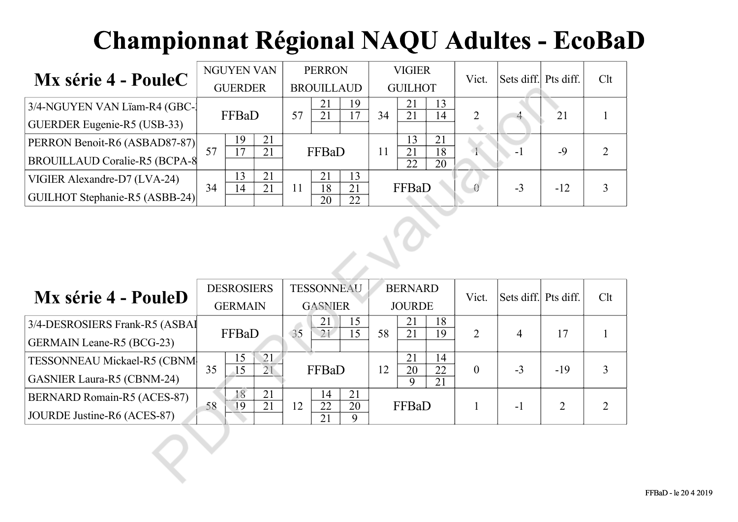# Championnat Régional NAQU Adultes - EcoBaD

## Mx série 4 - PouleC

| | NGUYEN VAN GUERDER | PERRON BROUILLAUD | VIGIER GUILHOT | Vict. | Sets diff. | Pts diff. | Clt |
|---|---|---|---|---|---|---|---|
| 3/4-NGUYEN VAN Lïam-R4 (GBC-<br>GUERDER Eugenie-R5 (USB-33) | FFBaD | 57 — 21-19, 21-17 | 34 — 21-13, 21-14 | 2 | 4 | 21 | 1 |
| PERRON Benoit-R6 (ASBAD87-87)<br>BROUILLAUD Coralie-R5 (BCPA-8 | 57 — 19-21, 17-21 | FFBaD | 11 — 13-21, 21-18, 22-20 | 1 | -1 | -9 | 2 |
| VIGIER Alexandre-D7 (LVA-24)<br>GUILHOT Stephanie-R5 (ASBB-24) | 34 — 13-21, 14-21 | 11 — 21-13, 18-21, 20-22 | FFBaD | 0 | -3 | -12 | 3 |

## Mx série 4 - PouleD

| | DESROSIERS GERMAIN | TESSONNEAU GASNIER | BERNARD JOURDE | Vict. | Sets diff. | Pts diff. | Clt |
|---|---|---|---|---|---|---|---|
| 3/4-DESROSIERS Frank-R5 (ASBAI<br>GERMAIN Leane-R5 (BCG-23) | FFBaD | 35 — 21-15, 21-15 | 58 — 21-18, 21-19 | 2 | 4 | 17 | 1 |
| TESSONNEAU Mickael-R5 (CBNM-<br>GASNIER Laura-R5 (CBNM-24) | 35 — 15-21, 15-21 | FFBaD | 12 — 21-14, 20-22, 9-21 | 0 | -3 | -19 | 3 |
| BERNARD Romain-R5 (ACES-87)<br>JOURDE Justine-R6 (ACES-87) | 58 — 18-21, 19-21 | 12 — 14-21, 22-20, 21-9 | FFBaD | 1 | -1 | 2 | 2 |

FFBaD - le 20 4 2019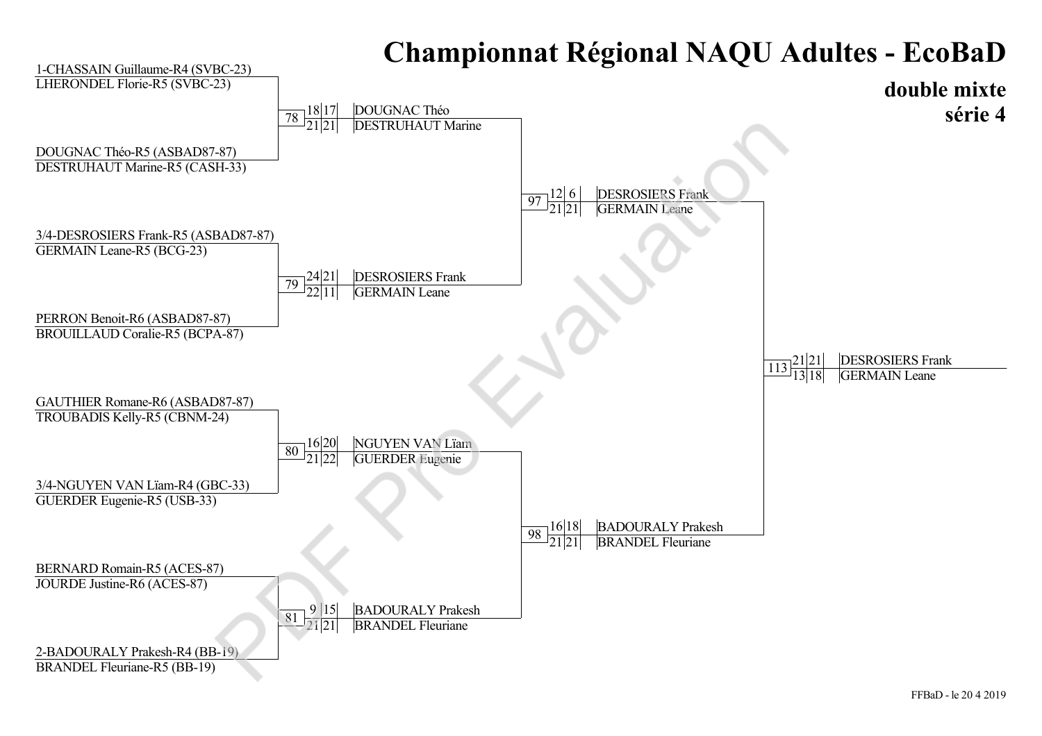# Championnat Régional NAQU Adultes - EcoBaD

## double mixte
## série 4

### Premier tour

| Match | Équipe 1 | Équipe 2 | Scores | Vainqueur |
|---|---|---|---|---|
| 78 | 1-CHASSAIN Guillaume-R4 (SVBC-23) / LHERONDEL Florie-R5 (SVBC-23) | DOUGNAC Théo-R5 (ASBAD87-87) / DESTRUHAUT Marine-R5 (CASH-33) | 18-21, 17-21 | DOUGNAC Théo / DESTRUHAUT Marine |
| 79 | 3/4-DESROSIERS Frank-R5 (ASBAD87-87) / GERMAIN Leane-R5 (BCG-23) | PERRON Benoit-R6 (ASBAD87-87) / BROUILLAUD Coralie-R5 (BCPA-87) | 24-22, 21-11 | DESROSIERS Frank / GERMAIN Leane |
| 80 | GAUTHIER Romane-R6 (ASBAD87-87) / TROUBADIS Kelly-R5 (CBNM-24) | 3/4-NGUYEN VAN Lïam-R4 (GBC-33) / GUERDER Eugenie-R5 (USB-33) | 16-21, 20-22 | NGUYEN VAN Lïam / GUERDER Eugenie |
| 81 | BERNARD Romain-R5 (ACES-87) / JOURDE Justine-R6 (ACES-87) | 2-BADOURALY Prakesh-R4 (BB-19) / BRANDEL Fleuriane-R5 (BB-19) | 9-21, 15-21 | BADOURALY Prakesh / BRANDEL Fleuriane |

### Demi-finales

| Match | Équipe 1 | Équipe 2 | Scores | Vainqueur |
|---|---|---|---|---|
| 97 | DOUGNAC Théo / DESTRUHAUT Marine | DESROSIERS Frank / GERMAIN Leane | 12-21, 6-21 | DESROSIERS Frank / GERMAIN Leane |
| 98 | NGUYEN VAN Lïam / GUERDER Eugenie | BADOURALY Prakesh / BRANDEL Fleuriane | 16-21, 18-21 | BADOURALY Prakesh / BRANDEL Fleuriane |

### Finale

| Match | Équipe 1 | Équipe 2 | Scores | Vainqueur |
|---|---|---|---|---|
| 113 | DESROSIERS Frank / GERMAIN Leane | BADOURALY Prakesh / BRANDEL Fleuriane | 21-13, 21-18 | DESROSIERS Frank / GERMAIN Leane |

FFBaD - le 20 4 2019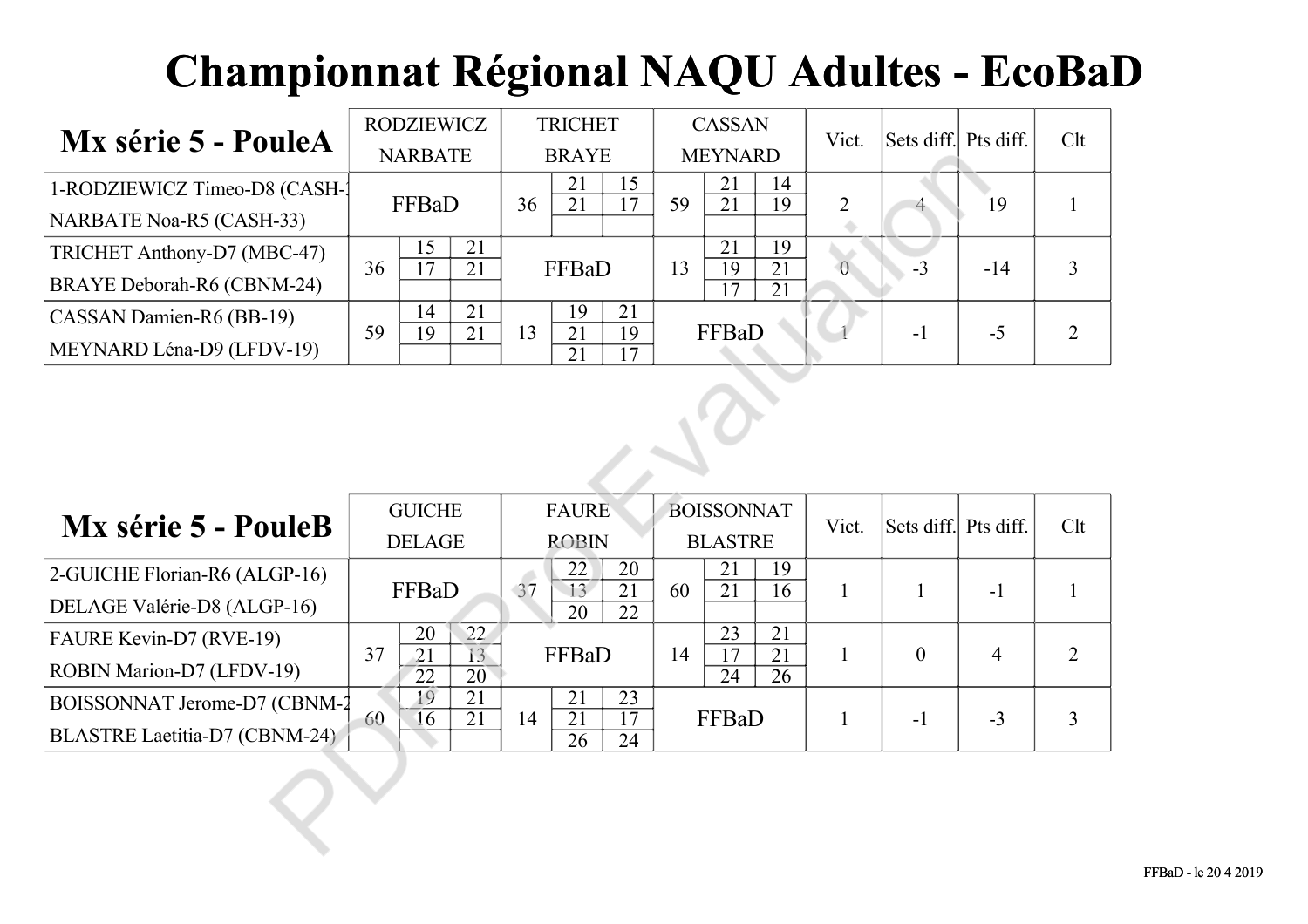# Championnat Régional NAQU Adultes - EcoBaD

## Mx série 5 - PouleA

| Mx série 5 - PouleA | RODZIEWICZ NARBATE | TRICHET BRAYE | CASSAN MEYNARD | Vict. | Sets diff. | Pts diff. | Clt |
|---|---|---|---|---|---|---|---|
| 1-RODZIEWICZ Timeo-D8 (CASH-33) / NARBATE Noa-R5 (CASH-33) | FFBaD | 36: 21-15, 21-17 | 59: 21-14, 21-19 | 2 | 4 | 19 | 1 |
| TRICHET Anthony-D7 (MBC-47) / BRAYE Deborah-R6 (CBNM-24) | 36: 15-21, 17-21 | FFBaD | 13: 21-19, 19-21, 17-21 | 0 | -3 | -14 | 3 |
| CASSAN Damien-R6 (BB-19) / MEYNARD Léna-D9 (LFDV-19) | 59: 14-21, 19-21 | 13: 19-21, 21-19, 21-17 | FFBaD | 1 | -1 | -5 | 2 |

## Mx série 5 - PouleB

| Mx série 5 - PouleB | GUICHE DELAGE | FAURE ROBIN | BOISSONNAT BLASTRE | Vict. | Sets diff. | Pts diff. | Clt |
|---|---|---|---|---|---|---|---|
| 2-GUICHE Florian-R6 (ALGP-16) / DELAGE Valérie-D8 (ALGP-16) | FFBaD | 37: 22-20, 13-21, 20-22 | 60: 21-19, 21-16 | 1 | 1 | -1 | 1 |
| FAURE Kevin-D7 (RVE-19) / ROBIN Marion-D7 (LFDV-19) | 37: 20-22, 21-13, 22-20 | FFBaD | 14: 23-21, 17-21, 24-26 | 1 | 0 | 4 | 2 |
| BOISSONNAT Jerome-D7 (CBNM-24) / BLASTRE Laetitia-D7 (CBNM-24) | 60: 19-21, 16-21 | 14: 21-23, 21-17, 26-24 | FFBaD | 1 | -1 | -3 | 3 |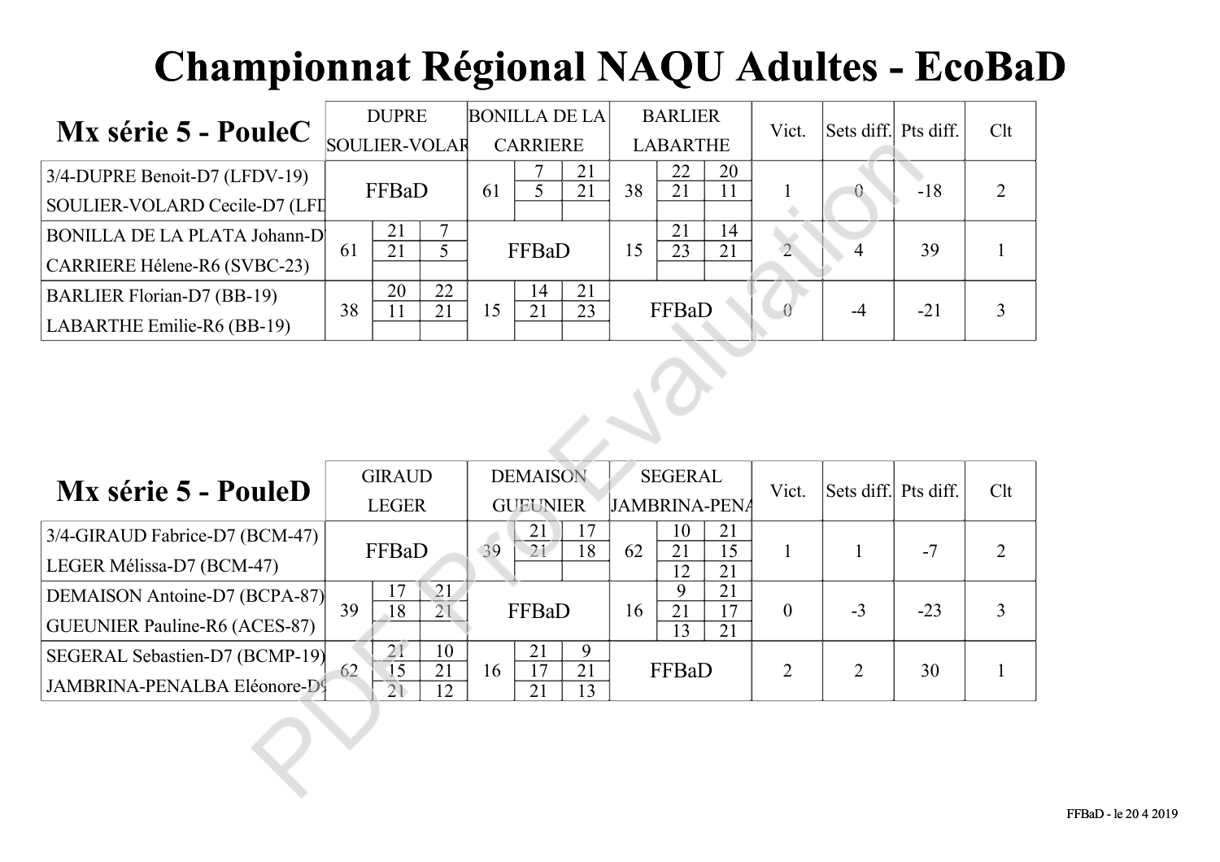# Championnat Régional NAQU Adultes - EcoBaD

| Mx série 5 - PouleC | DUPRE SOULIER-VOLAR | BONILLA DE LA CARRIERE | BARLIER LABARTHE | Vict. | Sets diff. | Pts diff. | Clt |
|---|---|---|---|---|---|---|---|
| 3/4-DUPRE Benoit-D7 (LFDV-19) SOULIER-VOLARD Cecile-D7 (LFD | FFBaD | 61 — 7/21, 5/21 | 38 — 22/20, 21/11 | 1 | 0 | -18 | 2 |
| BONILLA DE LA PLATA Johann-D CARRIERE Hélene-R6 (SVBC-23) | 61 — 21/7, 21/5 | FFBaD | 15 — 21/14, 23/21 | 2 | 4 | 39 | 1 |
| BARLIER Florian-D7 (BB-19) LABARTHE Emilie-R6 (BB-19) | 38 — 20/22, 11/21 | 15 — 14/21, 21/23 | FFBaD | 0 | -4 | -21 | 3 |

| Mx série 5 - PouleD | GIRAUD LEGER | DEMAISON GUEUNIER | SEGERAL JAMBRINA-PENA | Vict. | Sets diff. | Pts diff. | Clt |
|---|---|---|---|---|---|---|---|
| 3/4-GIRAUD Fabrice-D7 (BCM-47) LEGER Mélissa-D7 (BCM-47) | FFBaD | 39 — 21/17, 21/18 | 62 — 10/21, 21/15, 12/21 | 1 | 1 | -7 | 2 |
| DEMAISON Antoine-D7 (BCPA-87) GUEUNIER Pauline-R6 (ACES-87) | 39 — 17/21, 18/21 | FFBaD | 16 — 9/21, 21/17, 13/21 | 0 | -3 | -23 | 3 |
| SEGERAL Sebastien-D7 (BCMP-19) JAMBRINA-PENALBA Eléonore-D | 62 — 21/10, 15/21, 21/12 | 16 — 21/9, 17/21, 21/13 | FFBaD | 2 | 2 | 30 | 1 |

FFBaD - le 20 4 2019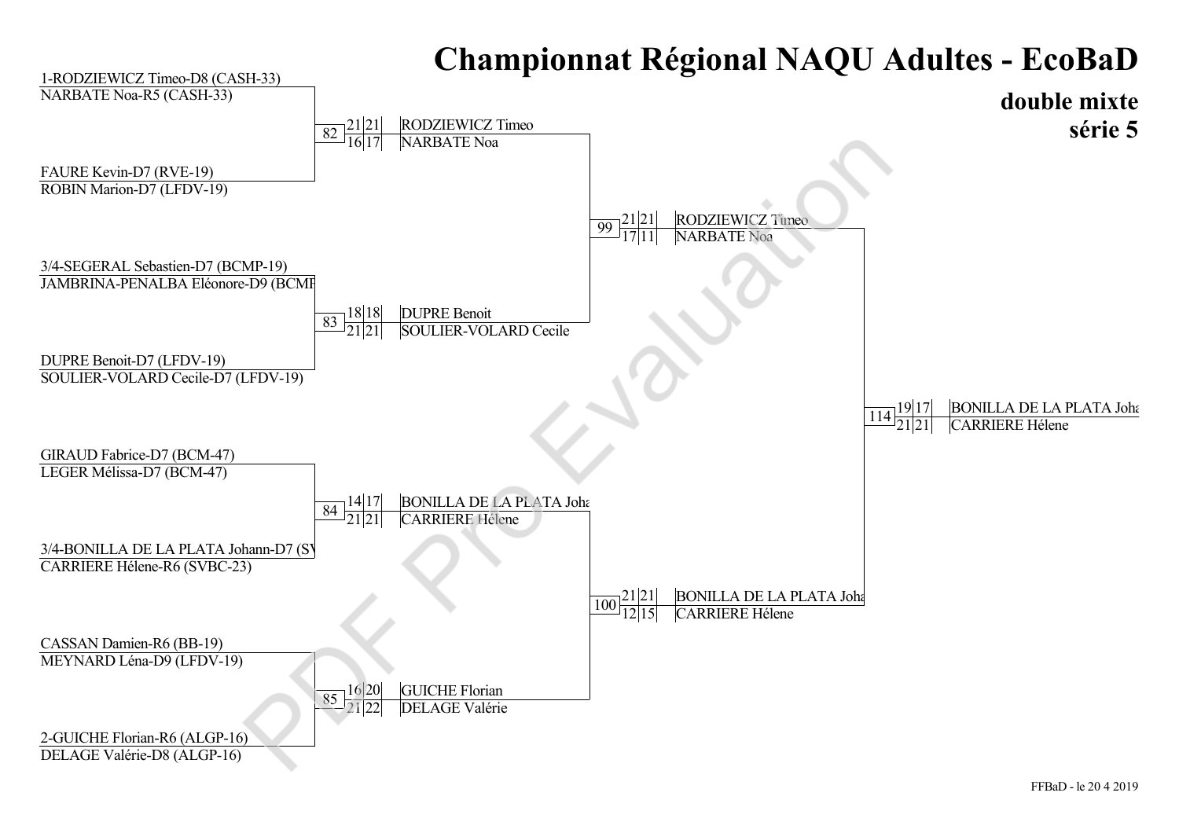# Championnat Régional NAQU Adultes - EcoBaD

## double mixte
## série 5

**Premier tour**

1-RODZIEWICZ Timeo-D8 (CASH-33)
NARBATE Noa-R5 (CASH-33)

FAURE Kevin-D7 (RVE-19)
ROBIN Marion-D7 (LFDV-19)

3/4-SEGERAL Sebastien-D7 (BCMP-19)
JAMBRINA-PENALBA Eléonore-D9 (BCMP

DUPRE Benoit-D7 (LFDV-19)
SOULIER-VOLARD Cecile-D7 (LFDV-19)

GIRAUD Fabrice-D7 (BCM-47)
LEGER Mélissa-D7 (BCM-47)

3/4-BONILLA DE LA PLATA Johann-D7 (SV
CARRIERE Hélene-R6 (SVBC-23)

CASSAN Damien-R6 (BB-19)
MEYNARD Léna-D9 (LFDV-19)

2-GUICHE Florian-R6 (ALGP-16)
DELAGE Valérie-D8 (ALGP-16)

**Match 82**

| Joueurs | Set 1 | Set 2 |
|---|---|---|
| RODZIEWICZ Timeo / NARBATE Noa | 21 | 21 |
| FAURE Kevin / ROBIN Marion | 16 | 17 |

**Match 83**

| Joueurs | Set 1 | Set 2 |
|---|---|---|
| SEGERAL Sebastien / JAMBRINA-PENALBA Eléonore | 18 | 18 |
| DUPRE Benoit / SOULIER-VOLARD Cecile | 21 | 21 |

**Match 84**

| Joueurs | Set 1 | Set 2 |
|---|---|---|
| GIRAUD Fabrice / LEGER Mélissa | 14 | 17 |
| BONILLA DE LA PLATA Joha / CARRIERE Hélene | 21 | 21 |

**Match 85**

| Joueurs | Set 1 | Set 2 |
|---|---|---|
| CASSAN Damien / MEYNARD Léna | 16 | 20 |
| GUICHE Florian / DELAGE Valérie | 21 | 22 |

**Match 99**

| Joueurs | Set 1 | Set 2 |
|---|---|---|
| RODZIEWICZ Timeo / NARBATE Noa | 21 | 21 |
| DUPRE Benoit / SOULIER-VOLARD Cecile | 17 | 11 |

**Match 100**

| Joueurs | Set 1 | Set 2 |
|---|---|---|
| BONILLA DE LA PLATA Joha / CARRIERE Hélene | 21 | 21 |
| GUICHE Florian / DELAGE Valérie | 12 | 15 |

**Match 114**

| Joueurs | Set 1 | Set 2 |
|---|---|---|
| RODZIEWICZ Timeo / NARBATE Noa | 19 | 17 |
| BONILLA DE LA PLATA Joha / CARRIERE Hélene | 21 | 21 |

Vainqueurs : BONILLA DE LA PLATA Joha / CARRIERE Hélene

FFBaD - le 20 4 2019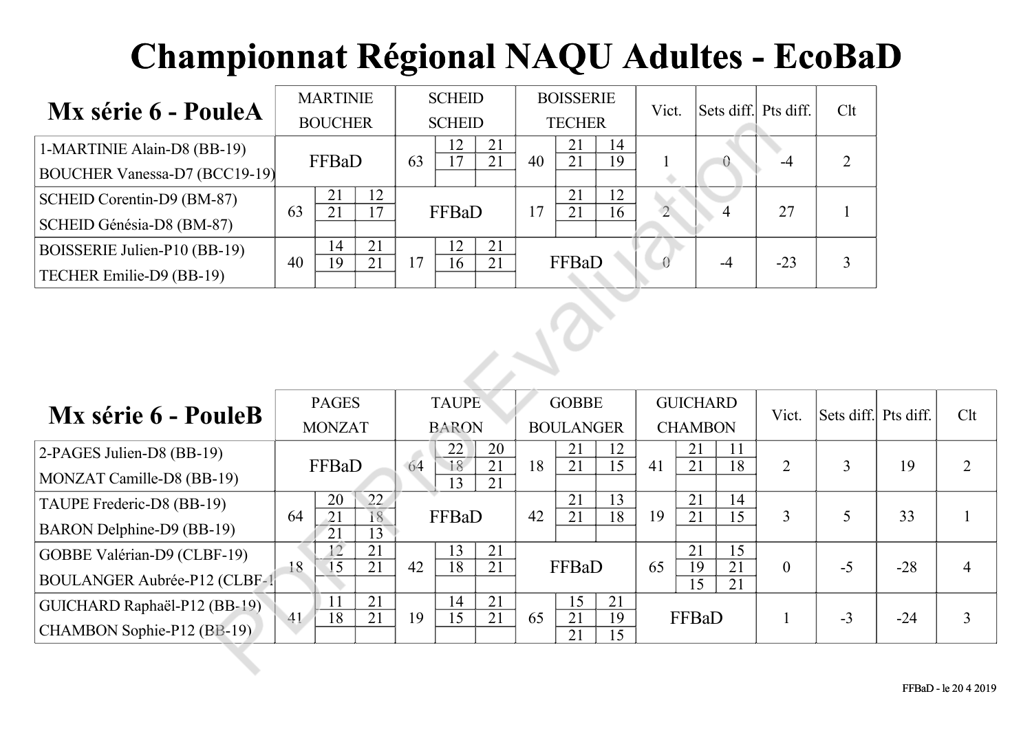# Championnat Régional NAQU Adultes - EcoBaD

| Mx série 6 - PouleA | MARTINIE BOUCHER | SCHEID SCHEID | BOISSERIE TECHER | Vict. | Sets diff. | Pts diff. | Clt |
|---|---|---|---|---|---|---|---|
| 1-MARTINIE Alain-D8 (BB-19) BOUCHER Vanessa-D7 (BCC19-19) | FFBaD | 63 12-17 21-21 | 40 21-21 14-19 | 1 | 0 | -4 | 2 |
| SCHEID Corentin-D9 (BM-87) SCHEID Génésia-D8 (BM-87) | 63 21-21 12-17 | FFBaD | 17 21-21 12-16 | 2 | 4 | 27 | 1 |
| BOISSERIE Julien-P10 (BB-19) TECHER Emilie-D9 (BB-19) | 40 14-19 21-21 | 17 12-16 21-21 | FFBaD | 0 | -4 | -23 | 3 |

| Mx série 6 - PouleB | PAGES MONZAT | TAUPE BARON | GOBBE BOULANGER | GUICHARD CHAMBON | Vict. | Sets diff. | Pts diff. | Clt |
|---|---|---|---|---|---|---|---|---|
| 2-PAGES Julien-D8 (BB-19) MONZAT Camille-D8 (BB-19) | FFBaD | 64 22-20 18-21 13-21 | 18 21-21 12-15 | 41 21-21 11-18 | 2 | 3 | 19 | 2 |
| TAUPE Frederic-D8 (BB-19) BARON Delphine-D9 (BB-19) | 64 20-22 21-18 21-13 | FFBaD | 42 21-21 13-18 | 19 21-21 14-15 | 3 | 5 | 33 | 1 |
| GOBBE Valérian-D9 (CLBF-19) BOULANGER Aubrée-P12 (CLBF-19) | 18 12-15 21-21 | 42 13-18 21-21 | FFBaD | 65 21-19 15-21 15-21 | 0 | -5 | -28 | 4 |
| GUICHARD Raphaël-P12 (BB-19) CHAMBON Sophie-P12 (BB-19) | 41 11-18 21-21 | 19 14-15 21-21 | 65 15-21 21-19 21-15 | FFBaD | 1 | -3 | -24 | 3 |

FFBaD - le 20 4 2019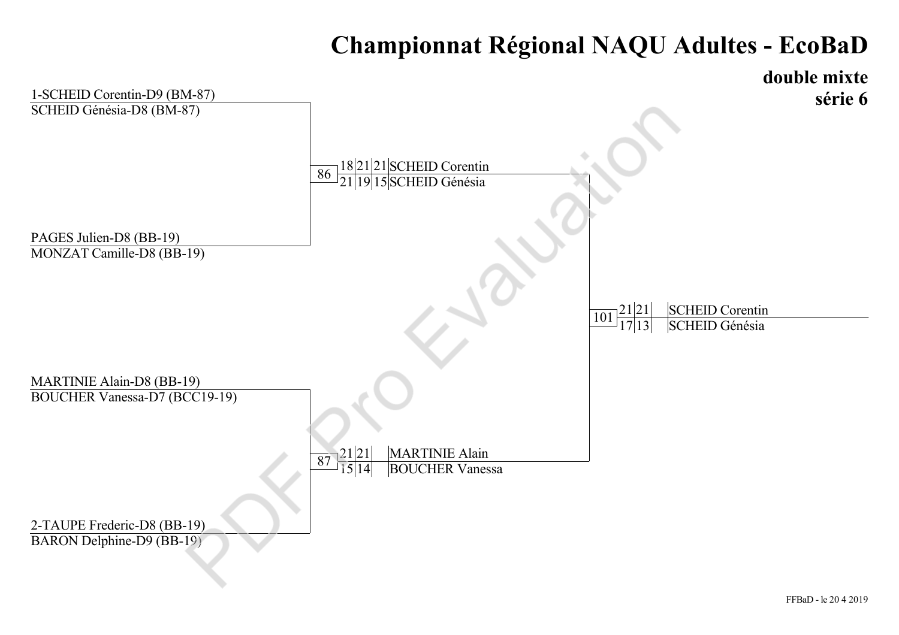# Championnat Régional NAQU Adultes - EcoBaD

**double mixte**
**série 6**

1-SCHEID Corentin-D9 (BM-87)
SCHEID Génésia-D8 (BM-87)

PAGES Julien-D8 (BB-19)
MONZAT Camille-D8 (BB-19)

86
18 | 21 | 21 SCHEID Corentin
21 | 19 | 15 SCHEID Génésia

MARTINIE Alain-D8 (BB-19)
BOUCHER Vanessa-D7 (BCC19-19)

2-TAUPE Frederic-D8 (BB-19)
BARON Delphine-D9 (BB-19)

87
21 | 21 MARTINIE Alain
15 | 14 BOUCHER Vanessa

101
21 | 21 SCHEID Corentin
17 | 13 SCHEID Génésia

FFBaD - le 20 4 2019